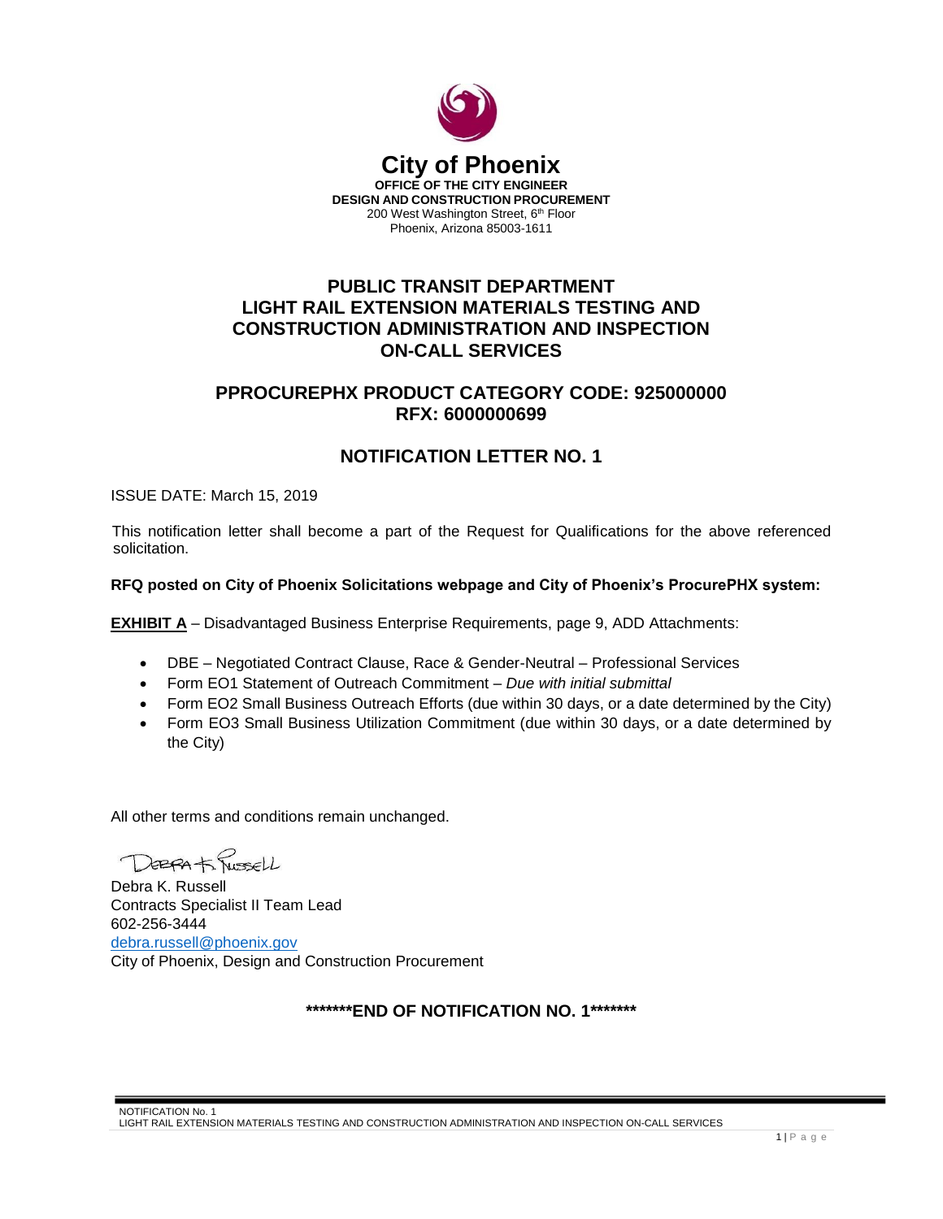# City of Phoenix

**OFFICE OF THE CITY ENGINEER**
**DESIGN AND CONSTRUCTION PROCUREMENT**
200 West Washington Street, 6th Floor
Phoenix, Arizona 85003-1611

## PUBLIC TRANSIT DEPARTMENT
## LIGHT RAIL EXTENSION MATERIALS TESTING AND CONSTRUCTION ADMINISTRATION AND INSPECTION ON-CALL SERVICES

## PPROCUREPHX PRODUCT CATEGORY CODE: 925000000
## RFX: 6000000699

## NOTIFICATION LETTER NO. 1

ISSUE DATE: March 15, 2019

This notification letter shall become a part of the Request for Qualifications for the above referenced solicitation.

**RFQ posted on City of Phoenix Solicitations webpage and City of Phoenix's ProcurePHX system:**

**EXHIBIT A** – Disadvantaged Business Enterprise Requirements, page 9, ADD Attachments:

- DBE – Negotiated Contract Clause, Race & Gender-Neutral – Professional Services
- Form EO1 Statement of Outreach Commitment – *Due with initial submittal*
- Form EO2 Small Business Outreach Efforts (due within 30 days, or a date determined by the City)
- Form EO3 Small Business Utilization Commitment (due within 30 days, or a date determined by the City)

All other terms and conditions remain unchanged.

Debra K. Russell
Contracts Specialist II Team Lead
602-256-3444
debra.russell@phoenix.gov
City of Phoenix, Design and Construction Procurement

**\*\*\*\*\*\*\*END OF NOTIFICATION NO. 1\*\*\*\*\*\*\***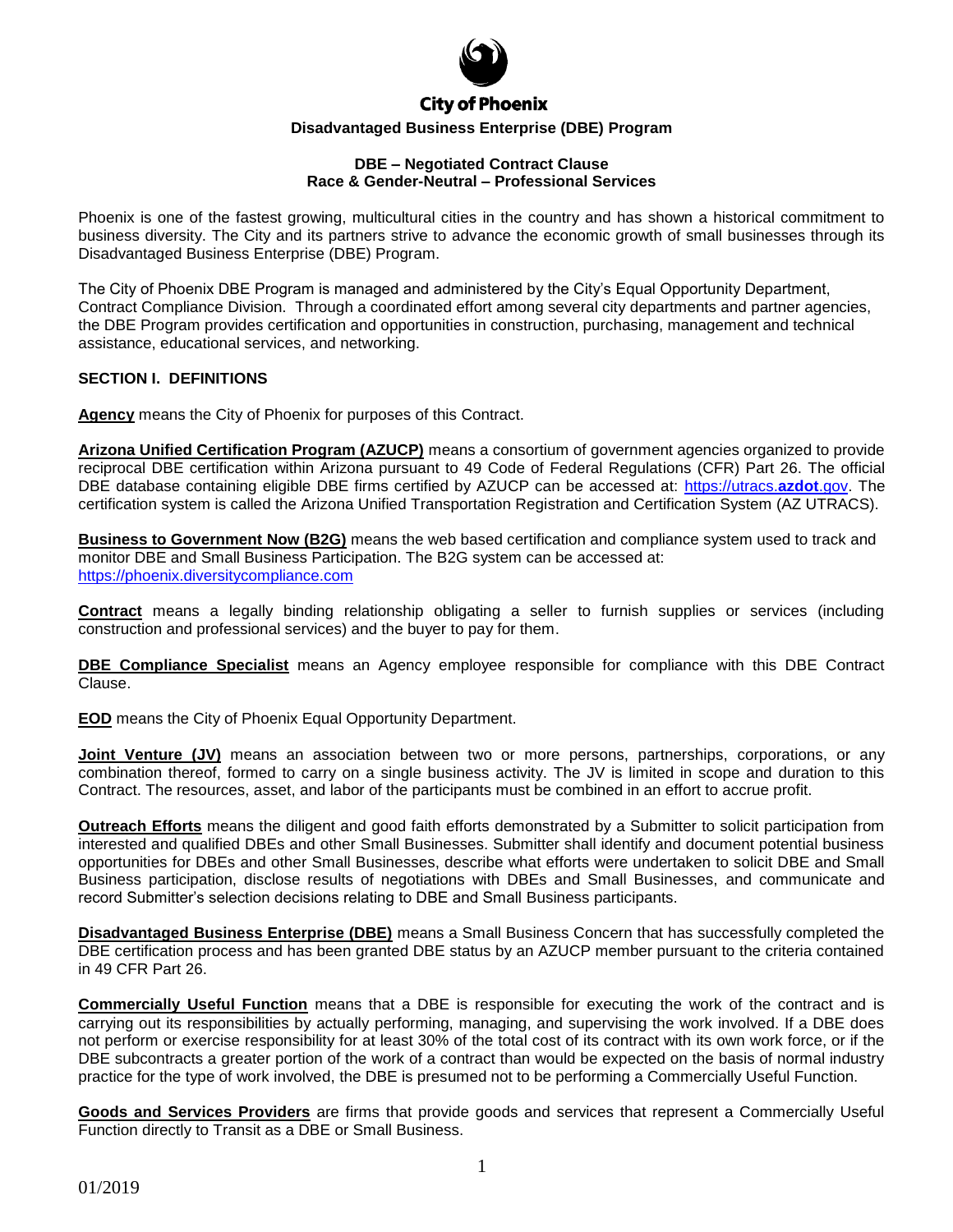**City of Phoenix**

**Disadvantaged Business Enterprise (DBE) Program**

**DBE – Negotiated Contract Clause**
**Race & Gender-Neutral – Professional Services**

Phoenix is one of the fastest growing, multicultural cities in the country and has shown a historical commitment to business diversity. The City and its partners strive to advance the economic growth of small businesses through its Disadvantaged Business Enterprise (DBE) Program.

The City of Phoenix DBE Program is managed and administered by the City's Equal Opportunity Department, Contract Compliance Division. Through a coordinated effort among several city departments and partner agencies, the DBE Program provides certification and opportunities in construction, purchasing, management and technical assistance, educational services, and networking.

## SECTION I. DEFINITIONS

**Agency** means the City of Phoenix for purposes of this Contract.

**Arizona Unified Certification Program (AZUCP)** means a consortium of government agencies organized to provide reciprocal DBE certification within Arizona pursuant to 49 Code of Federal Regulations (CFR) Part 26. The official DBE database containing eligible DBE firms certified by AZUCP can be accessed at: https://utracs.azdot.gov. The certification system is called the Arizona Unified Transportation Registration and Certification System (AZ UTRACS).

**Business to Government Now (B2G)** means the web based certification and compliance system used to track and monitor DBE and Small Business Participation. The B2G system can be accessed at: https://phoenix.diversitycompliance.com

**Contract** means a legally binding relationship obligating a seller to furnish supplies or services (including construction and professional services) and the buyer to pay for them.

**DBE Compliance Specialist** means an Agency employee responsible for compliance with this DBE Contract Clause.

**EOD** means the City of Phoenix Equal Opportunity Department.

**Joint Venture (JV)** means an association between two or more persons, partnerships, corporations, or any combination thereof, formed to carry on a single business activity. The JV is limited in scope and duration to this Contract. The resources, asset, and labor of the participants must be combined in an effort to accrue profit.

**Outreach Efforts** means the diligent and good faith efforts demonstrated by a Submitter to solicit participation from interested and qualified DBEs and other Small Businesses. Submitter shall identify and document potential business opportunities for DBEs and other Small Businesses, describe what efforts were undertaken to solicit DBE and Small Business participation, disclose results of negotiations with DBEs and Small Businesses, and communicate and record Submitter's selection decisions relating to DBE and Small Business participants.

**Disadvantaged Business Enterprise (DBE)** means a Small Business Concern that has successfully completed the DBE certification process and has been granted DBE status by an AZUCP member pursuant to the criteria contained in 49 CFR Part 26.

**Commercially Useful Function** means that a DBE is responsible for executing the work of the contract and is carrying out its responsibilities by actually performing, managing, and supervising the work involved. If a DBE does not perform or exercise responsibility for at least 30% of the total cost of its contract with its own work force, or if the DBE subcontracts a greater portion of the work of a contract than would be expected on the basis of normal industry practice for the type of work involved, the DBE is presumed not to be performing a Commercially Useful Function.

**Goods and Services Providers** are firms that provide goods and services that represent a Commercially Useful Function directly to Transit as a DBE or Small Business.

01/2019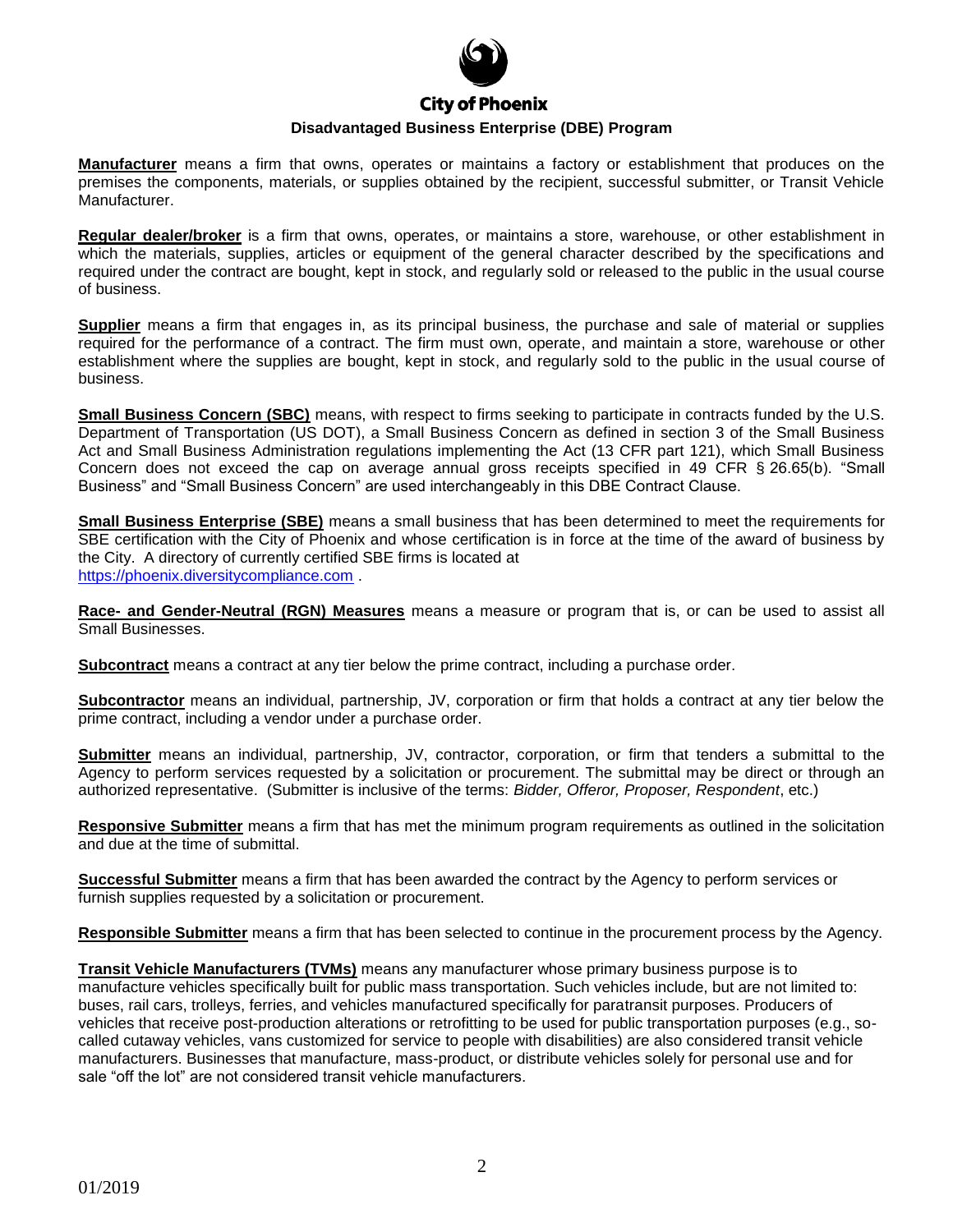**Manufacturer** means a firm that owns, operates or maintains a factory or establishment that produces on the premises the components, materials, or supplies obtained by the recipient, successful submitter, or Transit Vehicle Manufacturer.

**Regular dealer/broker** is a firm that owns, operates, or maintains a store, warehouse, or other establishment in which the materials, supplies, articles or equipment of the general character described by the specifications and required under the contract are bought, kept in stock, and regularly sold or released to the public in the usual course of business.

**Supplier** means a firm that engages in, as its principal business, the purchase and sale of material or supplies required for the performance of a contract. The firm must own, operate, and maintain a store, warehouse or other establishment where the supplies are bought, kept in stock, and regularly sold to the public in the usual course of business.

**Small Business Concern (SBC)** means, with respect to firms seeking to participate in contracts funded by the U.S. Department of Transportation (US DOT), a Small Business Concern as defined in section 3 of the Small Business Act and Small Business Administration regulations implementing the Act (13 CFR part 121), which Small Business Concern does not exceed the cap on average annual gross receipts specified in 49 CFR § 26.65(b). "Small Business" and "Small Business Concern" are used interchangeably in this DBE Contract Clause.

**Small Business Enterprise (SBE)** means a small business that has been determined to meet the requirements for SBE certification with the City of Phoenix and whose certification is in force at the time of the award of business by the City. A directory of currently certified SBE firms is located at https://phoenix.diversitycompliance.com .

**Race- and Gender-Neutral (RGN) Measures** means a measure or program that is, or can be used to assist all Small Businesses.

**Subcontract** means a contract at any tier below the prime contract, including a purchase order.

**Subcontractor** means an individual, partnership, JV, corporation or firm that holds a contract at any tier below the prime contract, including a vendor under a purchase order.

**Submitter** means an individual, partnership, JV, contractor, corporation, or firm that tenders a submittal to the Agency to perform services requested by a solicitation or procurement. The submittal may be direct or through an authorized representative. (Submitter is inclusive of the terms: *Bidder, Offeror, Proposer, Respondent*, etc.)

**Responsive Submitter** means a firm that has met the minimum program requirements as outlined in the solicitation and due at the time of submittal.

**Successful Submitter** means a firm that has been awarded the contract by the Agency to perform services or furnish supplies requested by a solicitation or procurement.

**Responsible Submitter** means a firm that has been selected to continue in the procurement process by the Agency.

**Transit Vehicle Manufacturers (TVMs)** means any manufacturer whose primary business purpose is to manufacture vehicles specifically built for public mass transportation. Such vehicles include, but are not limited to: buses, rail cars, trolleys, ferries, and vehicles manufactured specifically for paratransit purposes. Producers of vehicles that receive post-production alterations or retrofitting to be used for public transportation purposes (e.g., so-called cutaway vehicles, vans customized for service to people with disabilities) are also considered transit vehicle manufacturers. Businesses that manufacture, mass-product, or distribute vehicles solely for personal use and for sale "off the lot" are not considered transit vehicle manufacturers.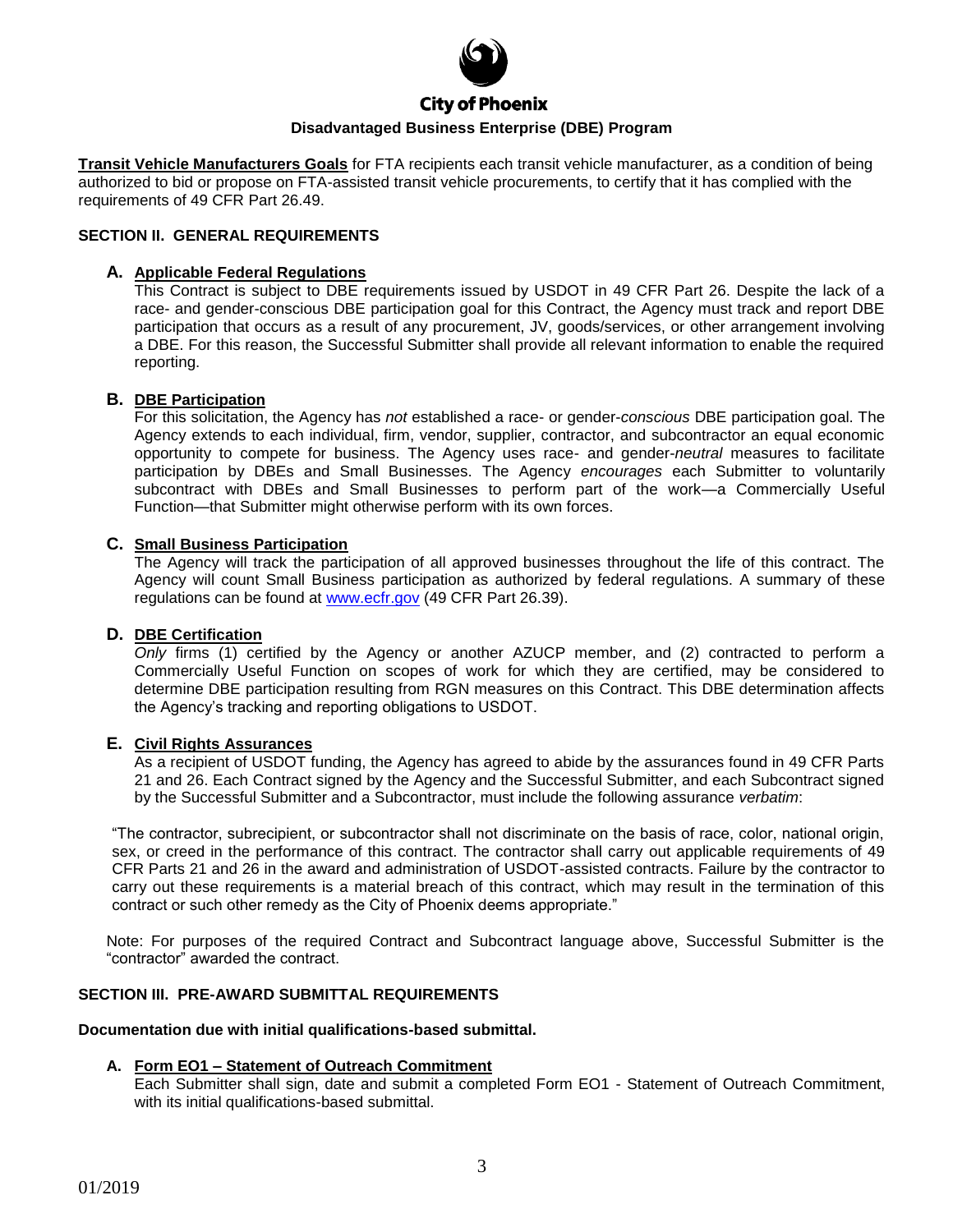**City of Phoenix**

**Disadvantaged Business Enterprise (DBE) Program**

**Transit Vehicle Manufacturers Goals** for FTA recipients each transit vehicle manufacturer, as a condition of being authorized to bid or propose on FTA-assisted transit vehicle procurements, to certify that it has complied with the requirements of 49 CFR Part 26.49.

## SECTION II. GENERAL REQUIREMENTS

### A. Applicable Federal Regulations

This Contract is subject to DBE requirements issued by USDOT in 49 CFR Part 26. Despite the lack of a race- and gender-conscious DBE participation goal for this Contract, the Agency must track and report DBE participation that occurs as a result of any procurement, JV, goods/services, or other arrangement involving a DBE. For this reason, the Successful Submitter shall provide all relevant information to enable the required reporting.

### B. DBE Participation

For this solicitation, the Agency has *not* established a race- or gender-*conscious* DBE participation goal. The Agency extends to each individual, firm, vendor, supplier, contractor, and subcontractor an equal economic opportunity to compete for business. The Agency uses race- and gender-*neutral* measures to facilitate participation by DBEs and Small Businesses. The Agency *encourages* each Submitter to voluntarily subcontract with DBEs and Small Businesses to perform part of the work—a Commercially Useful Function—that Submitter might otherwise perform with its own forces.

### C. Small Business Participation

The Agency will track the participation of all approved businesses throughout the life of this contract. The Agency will count Small Business participation as authorized by federal regulations. A summary of these regulations can be found at www.ecfr.gov (49 CFR Part 26.39).

### D. DBE Certification

*Only* firms (1) certified by the Agency or another AZUCP member, and (2) contracted to perform a Commercially Useful Function on scopes of work for which they are certified, may be considered to determine DBE participation resulting from RGN measures on this Contract. This DBE determination affects the Agency's tracking and reporting obligations to USDOT.

### E. Civil Rights Assurances

As a recipient of USDOT funding, the Agency has agreed to abide by the assurances found in 49 CFR Parts 21 and 26. Each Contract signed by the Agency and the Successful Submitter, and each Subcontract signed by the Successful Submitter and a Subcontractor, must include the following assurance *verbatim*:

"The contractor, subrecipient, or subcontractor shall not discriminate on the basis of race, color, national origin, sex, or creed in the performance of this contract. The contractor shall carry out applicable requirements of 49 CFR Parts 21 and 26 in the award and administration of USDOT-assisted contracts. Failure by the contractor to carry out these requirements is a material breach of this contract, which may result in the termination of this contract or such other remedy as the City of Phoenix deems appropriate."

Note: For purposes of the required Contract and Subcontract language above, Successful Submitter is the "contractor" awarded the contract.

## SECTION III. PRE-AWARD SUBMITTAL REQUIREMENTS

**Documentation due with initial qualifications-based submittal.**

### A. Form EO1 – Statement of Outreach Commitment

Each Submitter shall sign, date and submit a completed Form EO1 - Statement of Outreach Commitment, with its initial qualifications-based submittal.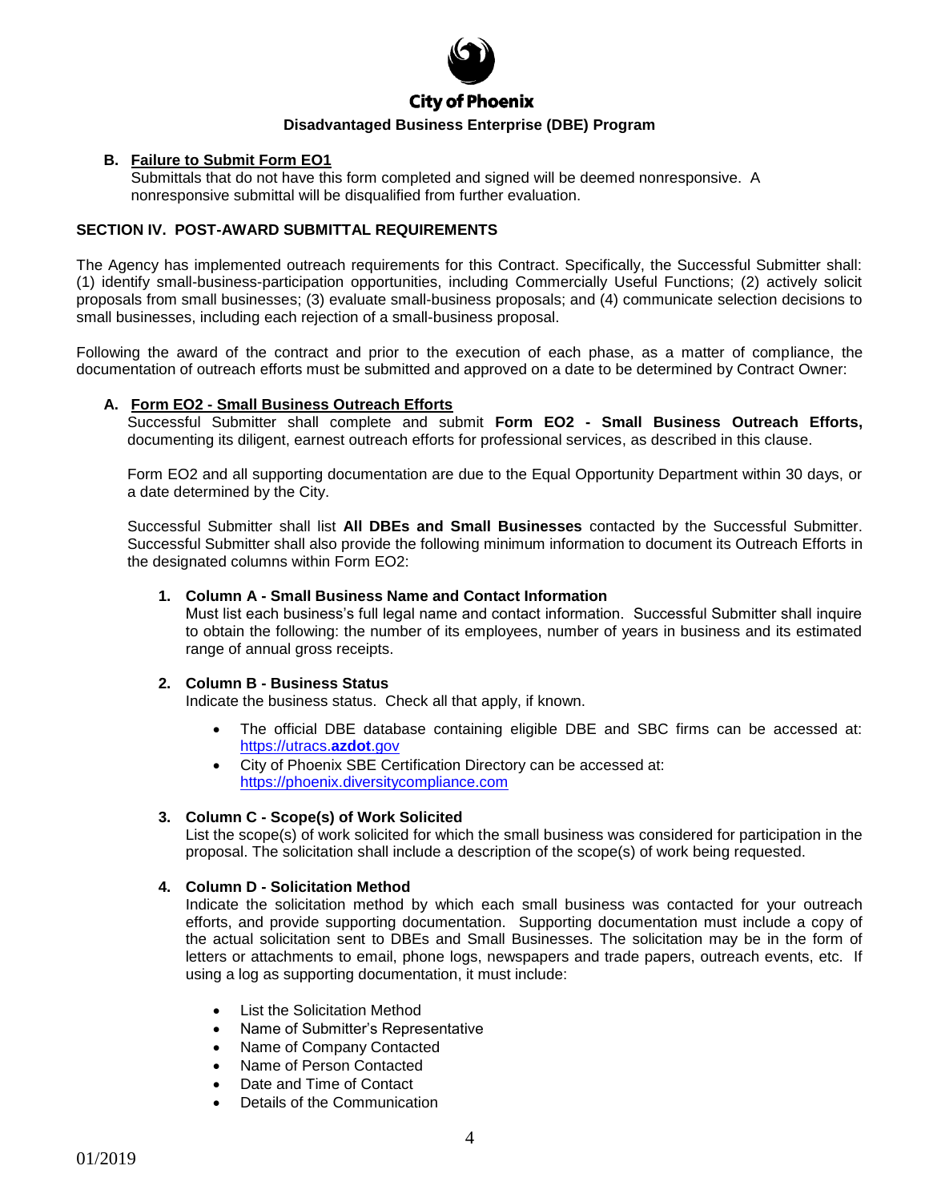**City of Phoenix**

**Disadvantaged Business Enterprise (DBE) Program**

**B. Failure to Submit Form EO1**

Submittals that do not have this form completed and signed will be deemed nonresponsive. A nonresponsive submittal will be disqualified from further evaluation.

## SECTION IV. POST-AWARD SUBMITTAL REQUIREMENTS

The Agency has implemented outreach requirements for this Contract. Specifically, the Successful Submitter shall: (1) identify small-business-participation opportunities, including Commercially Useful Functions; (2) actively solicit proposals from small businesses; (3) evaluate small-business proposals; and (4) communicate selection decisions to small businesses, including each rejection of a small-business proposal.

Following the award of the contract and prior to the execution of each phase, as a matter of compliance, the documentation of outreach efforts must be submitted and approved on a date to be determined by Contract Owner:

**A. Form EO2 - Small Business Outreach Efforts**

Successful Submitter shall complete and submit **Form EO2 - Small Business Outreach Efforts,** documenting its diligent, earnest outreach efforts for professional services, as described in this clause.

Form EO2 and all supporting documentation are due to the Equal Opportunity Department within 30 days, or a date determined by the City.

Successful Submitter shall list **All DBEs and Small Businesses** contacted by the Successful Submitter. Successful Submitter shall also provide the following minimum information to document its Outreach Efforts in the designated columns within Form EO2:

1. **Column A - Small Business Name and Contact Information**

   Must list each business's full legal name and contact information. Successful Submitter shall inquire to obtain the following: the number of its employees, number of years in business and its estimated range of annual gross receipts.

2. **Column B - Business Status**

   Indicate the business status. Check all that apply, if known.

   - The official DBE database containing eligible DBE and SBC firms can be accessed at: https://utracs.**azdot**.gov
   - City of Phoenix SBE Certification Directory can be accessed at: https://phoenix.diversitycompliance.com

3. **Column C - Scope(s) of Work Solicited**

   List the scope(s) of work solicited for which the small business was considered for participation in the proposal. The solicitation shall include a description of the scope(s) of work being requested.

4. **Column D - Solicitation Method**

   Indicate the solicitation method by which each small business was contacted for your outreach efforts, and provide supporting documentation. Supporting documentation must include a copy of the actual solicitation sent to DBEs and Small Businesses. The solicitation may be in the form of letters or attachments to email, phone logs, newspapers and trade papers, outreach events, etc. If using a log as supporting documentation, it must include:

   - List the Solicitation Method
   - Name of Submitter's Representative
   - Name of Company Contacted
   - Name of Person Contacted
   - Date and Time of Contact
   - Details of the Communication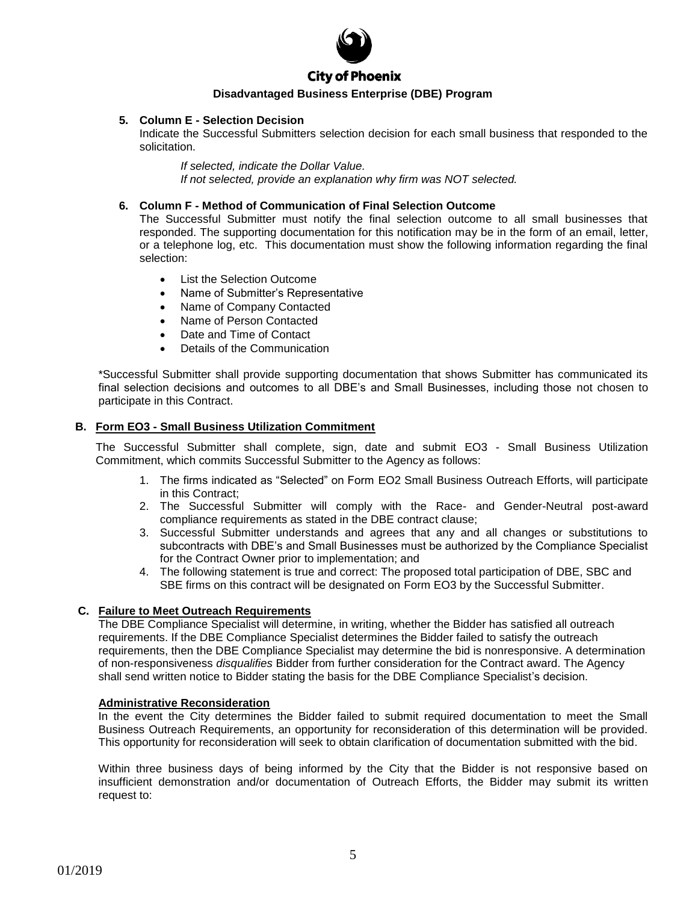**5. Column E - Selection Decision**

Indicate the Successful Submitters selection decision for each small business that responded to the solicitation.

*If selected, indicate the Dollar Value.*
*If not selected, provide an explanation why firm was NOT selected.*

**6. Column F - Method of Communication of Final Selection Outcome**

The Successful Submitter must notify the final selection outcome to all small businesses that responded. The supporting documentation for this notification may be in the form of an email, letter, or a telephone log, etc. This documentation must show the following information regarding the final selection:

- List the Selection Outcome
- Name of Submitter's Representative
- Name of Company Contacted
- Name of Person Contacted
- Date and Time of Contact
- Details of the Communication

*Successful Submitter shall provide supporting documentation that shows Submitter has communicated its final selection decisions and outcomes to all DBE's and Small Businesses, including those not chosen to participate in this Contract.

### B. Form EO3 - Small Business Utilization Commitment

The Successful Submitter shall complete, sign, date and submit EO3 - Small Business Utilization Commitment, which commits Successful Submitter to the Agency as follows:

1. The firms indicated as "Selected" on Form EO2 Small Business Outreach Efforts, will participate in this Contract;
2. The Successful Submitter will comply with the Race- and Gender-Neutral post-award compliance requirements as stated in the DBE contract clause;
3. Successful Submitter understands and agrees that any and all changes or substitutions to subcontracts with DBE's and Small Businesses must be authorized by the Compliance Specialist for the Contract Owner prior to implementation; and
4. The following statement is true and correct: The proposed total participation of DBE, SBC and SBE firms on this contract will be designated on Form EO3 by the Successful Submitter.

### C. Failure to Meet Outreach Requirements

The DBE Compliance Specialist will determine, in writing, whether the Bidder has satisfied all outreach requirements. If the DBE Compliance Specialist determines the Bidder failed to satisfy the outreach requirements, then the DBE Compliance Specialist may determine the bid is nonresponsive. A determination of non-responsiveness *disqualifies* Bidder from further consideration for the Contract award. The Agency shall send written notice to Bidder stating the basis for the DBE Compliance Specialist's decision.

**Administrative Reconsideration**

In the event the City determines the Bidder failed to submit required documentation to meet the Small Business Outreach Requirements, an opportunity for reconsideration of this determination will be provided. This opportunity for reconsideration will seek to obtain clarification of documentation submitted with the bid.

Within three business days of being informed by the City that the Bidder is not responsive based on insufficient demonstration and/or documentation of Outreach Efforts, the Bidder may submit its written request to: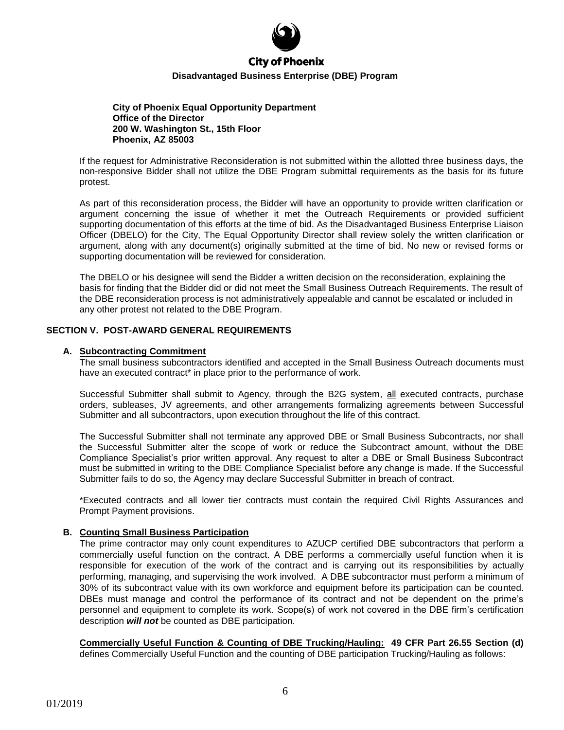**City of Phoenix Equal Opportunity Department**
**Office of the Director**
**200 W. Washington St., 15th Floor**
**Phoenix, AZ 85003**

If the request for Administrative Reconsideration is not submitted within the allotted three business days, the non-responsive Bidder shall not utilize the DBE Program submittal requirements as the basis for its future protest.

As part of this reconsideration process, the Bidder will have an opportunity to provide written clarification or argument concerning the issue of whether it met the Outreach Requirements or provided sufficient supporting documentation of this efforts at the time of bid. As the Disadvantaged Business Enterprise Liaison Officer (DBELO) for the City, The Equal Opportunity Director shall review solely the written clarification or argument, along with any document(s) originally submitted at the time of bid. No new or revised forms or supporting documentation will be reviewed for consideration.

The DBELO or his designee will send the Bidder a written decision on the reconsideration, explaining the basis for finding that the Bidder did or did not meet the Small Business Outreach Requirements. The result of the DBE reconsideration process is not administratively appealable and cannot be escalated or included in any other protest not related to the DBE Program.

## SECTION V. POST-AWARD GENERAL REQUIREMENTS

### A. Subcontracting Commitment

The small business subcontractors identified and accepted in the Small Business Outreach documents must have an executed contract* in place prior to the performance of work.

Successful Submitter shall submit to Agency, through the B2G system, all executed contracts, purchase orders, subleases, JV agreements, and other arrangements formalizing agreements between Successful Submitter and all subcontractors, upon execution throughout the life of this contract.

The Successful Submitter shall not terminate any approved DBE or Small Business Subcontracts, nor shall the Successful Submitter alter the scope of work or reduce the Subcontract amount, without the DBE Compliance Specialist's prior written approval. Any request to alter a DBE or Small Business Subcontract must be submitted in writing to the DBE Compliance Specialist before any change is made. If the Successful Submitter fails to do so, the Agency may declare Successful Submitter in breach of contract.

*Executed contracts and all lower tier contracts must contain the required Civil Rights Assurances and Prompt Payment provisions.

### B. Counting Small Business Participation

The prime contractor may only count expenditures to AZUCP certified DBE subcontractors that perform a commercially useful function on the contract. A DBE performs a commercially useful function when it is responsible for execution of the work of the contract and is carrying out its responsibilities by actually performing, managing, and supervising the work involved. A DBE subcontractor must perform a minimum of 30% of its subcontract value with its own workforce and equipment before its participation can be counted. DBEs must manage and control the performance of its contract and not be dependent on the prime's personnel and equipment to complete its work. Scope(s) of work not covered in the DBE firm's certification description ***will not*** be counted as DBE participation.

**Commercially Useful Function & Counting of DBE Trucking/Hauling: 49 CFR Part 26.55 Section (d)** defines Commercially Useful Function and the counting of DBE participation Trucking/Hauling as follows: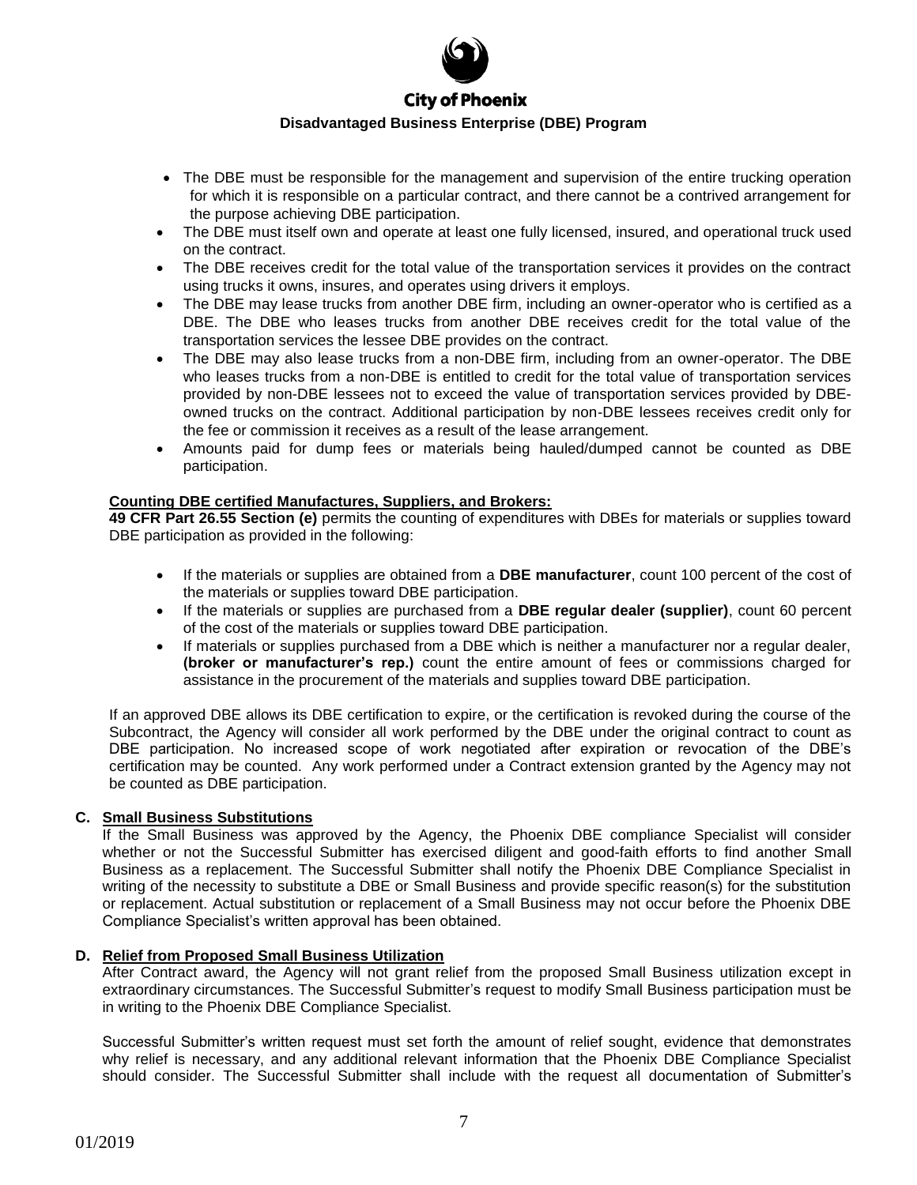- The DBE must be responsible for the management and supervision of the entire trucking operation for which it is responsible on a particular contract, and there cannot be a contrived arrangement for the purpose achieving DBE participation.
- The DBE must itself own and operate at least one fully licensed, insured, and operational truck used on the contract.
- The DBE receives credit for the total value of the transportation services it provides on the contract using trucks it owns, insures, and operates using drivers it employs.
- The DBE may lease trucks from another DBE firm, including an owner-operator who is certified as a DBE. The DBE who leases trucks from another DBE receives credit for the total value of the transportation services the lessee DBE provides on the contract.
- The DBE may also lease trucks from a non-DBE firm, including from an owner-operator. The DBE who leases trucks from a non-DBE is entitled to credit for the total value of transportation services provided by non-DBE lessees not to exceed the value of transportation services provided by DBE-owned trucks on the contract. Additional participation by non-DBE lessees receives credit only for the fee or commission it receives as a result of the lease arrangement.
- Amounts paid for dump fees or materials being hauled/dumped cannot be counted as DBE participation.

**Counting DBE certified Manufactures, Suppliers, and Brokers:**
**49 CFR Part 26.55 Section (e)** permits the counting of expenditures with DBEs for materials or supplies toward DBE participation as provided in the following:

- If the materials or supplies are obtained from a **DBE manufacturer**, count 100 percent of the cost of the materials or supplies toward DBE participation.
- If the materials or supplies are purchased from a **DBE regular dealer (supplier)**, count 60 percent of the cost of the materials or supplies toward DBE participation.
- If materials or supplies purchased from a DBE which is neither a manufacturer nor a regular dealer, **(broker or manufacturer's rep.)** count the entire amount of fees or commissions charged for assistance in the procurement of the materials and supplies toward DBE participation.

If an approved DBE allows its DBE certification to expire, or the certification is revoked during the course of the Subcontract, the Agency will consider all work performed by the DBE under the original contract to count as DBE participation. No increased scope of work negotiated after expiration or revocation of the DBE's certification may be counted. Any work performed under a Contract extension granted by the Agency may not be counted as DBE participation.

**C. Small Business Substitutions**

If the Small Business was approved by the Agency, the Phoenix DBE compliance Specialist will consider whether or not the Successful Submitter has exercised diligent and good-faith efforts to find another Small Business as a replacement. The Successful Submitter shall notify the Phoenix DBE Compliance Specialist in writing of the necessity to substitute a DBE or Small Business and provide specific reason(s) for the substitution or replacement. Actual substitution or replacement of a Small Business may not occur before the Phoenix DBE Compliance Specialist's written approval has been obtained.

**D. Relief from Proposed Small Business Utilization**

After Contract award, the Agency will not grant relief from the proposed Small Business utilization except in extraordinary circumstances. The Successful Submitter's request to modify Small Business participation must be in writing to the Phoenix DBE Compliance Specialist.

Successful Submitter's written request must set forth the amount of relief sought, evidence that demonstrates why relief is necessary, and any additional relevant information that the Phoenix DBE Compliance Specialist should consider. The Successful Submitter shall include with the request all documentation of Submitter's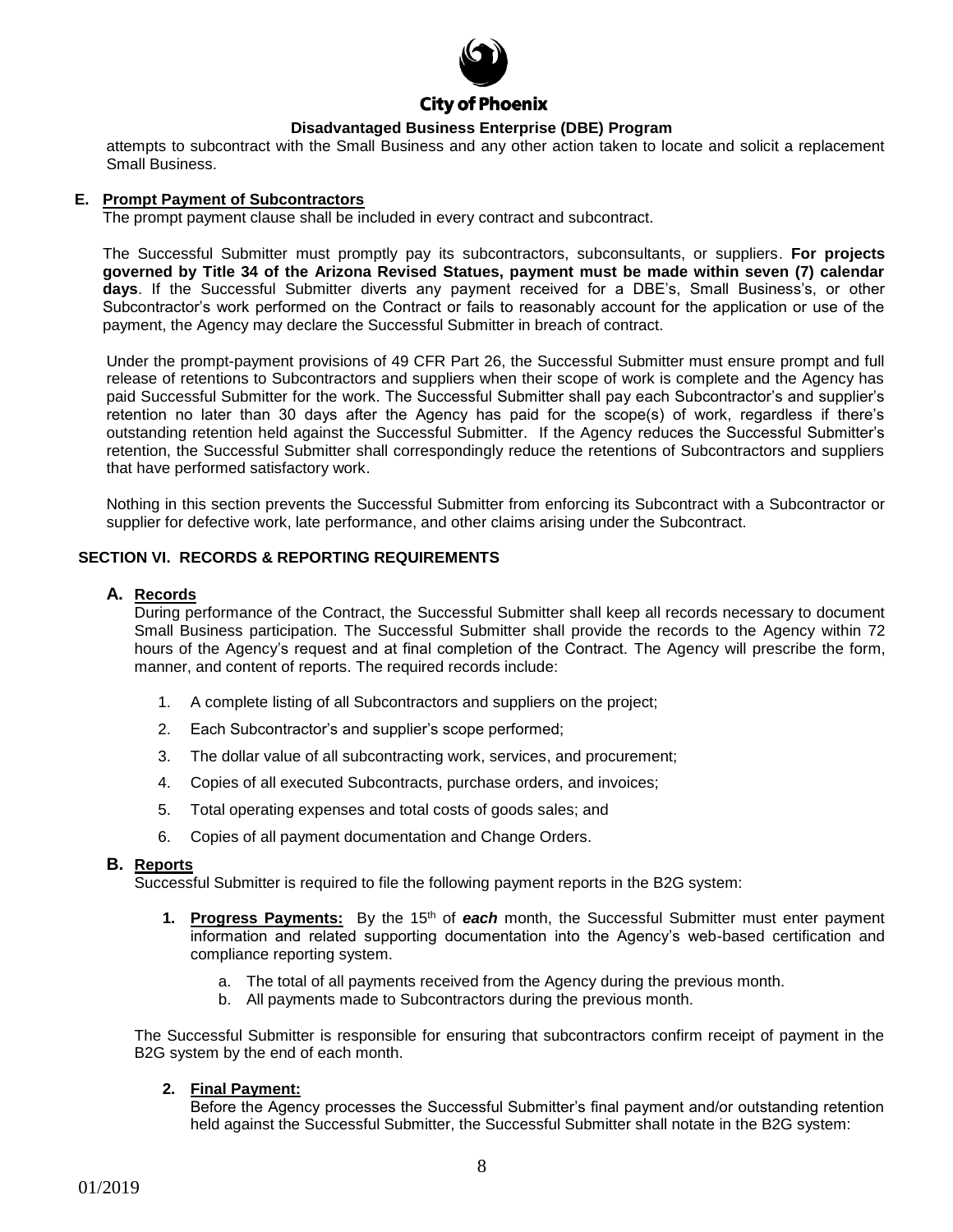attempts to subcontract with the Small Business and any other action taken to locate and solicit a replacement Small Business.

### E. Prompt Payment of Subcontractors

The prompt payment clause shall be included in every contract and subcontract.

The Successful Submitter must promptly pay its subcontractors, subconsultants, or suppliers. **For projects governed by Title 34 of the Arizona Revised Statues, payment must be made within seven (7) calendar days**. If the Successful Submitter diverts any payment received for a DBE's, Small Business's, or other Subcontractor's work performed on the Contract or fails to reasonably account for the application or use of the payment, the Agency may declare the Successful Submitter in breach of contract.

Under the prompt-payment provisions of 49 CFR Part 26, the Successful Submitter must ensure prompt and full release of retentions to Subcontractors and suppliers when their scope of work is complete and the Agency has paid Successful Submitter for the work. The Successful Submitter shall pay each Subcontractor's and supplier's retention no later than 30 days after the Agency has paid for the scope(s) of work, regardless if there's outstanding retention held against the Successful Submitter. If the Agency reduces the Successful Submitter's retention, the Successful Submitter shall correspondingly reduce the retentions of Subcontractors and suppliers that have performed satisfactory work.

Nothing in this section prevents the Successful Submitter from enforcing its Subcontract with a Subcontractor or supplier for defective work, late performance, and other claims arising under the Subcontract.

## SECTION VI. RECORDS & REPORTING REQUIREMENTS

### A. Records

During performance of the Contract, the Successful Submitter shall keep all records necessary to document Small Business participation. The Successful Submitter shall provide the records to the Agency within 72 hours of the Agency's request and at final completion of the Contract. The Agency will prescribe the form, manner, and content of reports. The required records include:

1. A complete listing of all Subcontractors and suppliers on the project;
2. Each Subcontractor's and supplier's scope performed;
3. The dollar value of all subcontracting work, services, and procurement;
4. Copies of all executed Subcontracts, purchase orders, and invoices;
5. Total operating expenses and total costs of goods sales; and
6. Copies of all payment documentation and Change Orders.

### B. Reports

Successful Submitter is required to file the following payment reports in the B2G system:

1. **Progress Payments:** By the 15th of ***each*** month, the Successful Submitter must enter payment information and related supporting documentation into the Agency's web-based certification and compliance reporting system.
   a. The total of all payments received from the Agency during the previous month.
   b. All payments made to Subcontractors during the previous month.

The Successful Submitter is responsible for ensuring that subcontractors confirm receipt of payment in the B2G system by the end of each month.

2. **Final Payment:**
   Before the Agency processes the Successful Submitter's final payment and/or outstanding retention held against the Successful Submitter, the Successful Submitter shall notate in the B2G system: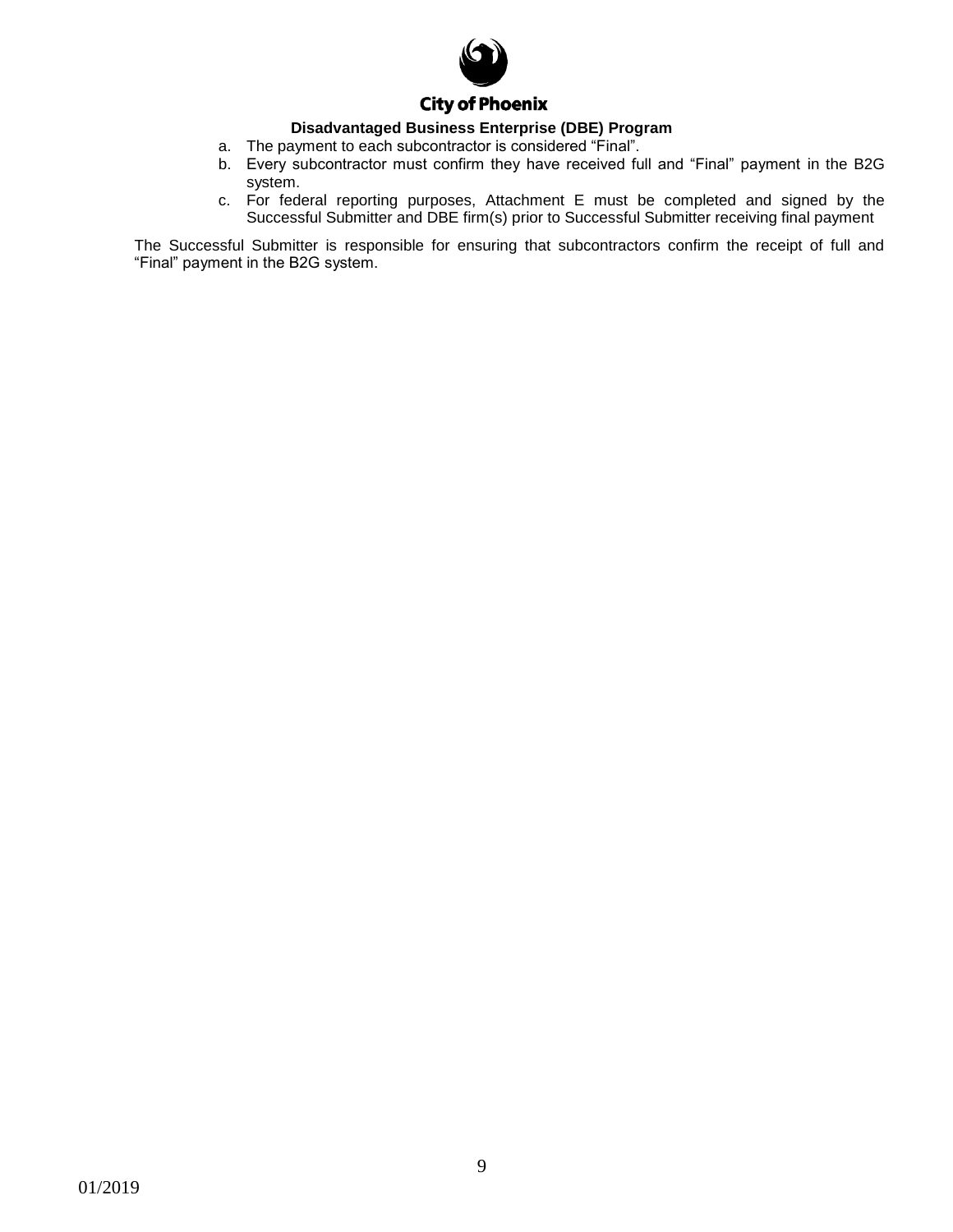a. The payment to each subcontractor is considered "Final".
b. Every subcontractor must confirm they have received full and "Final" payment in the B2G system.
c. For federal reporting purposes, Attachment E must be completed and signed by the Successful Submitter and DBE firm(s) prior to Successful Submitter receiving final payment

The Successful Submitter is responsible for ensuring that subcontractors confirm the receipt of full and "Final" payment in the B2G system.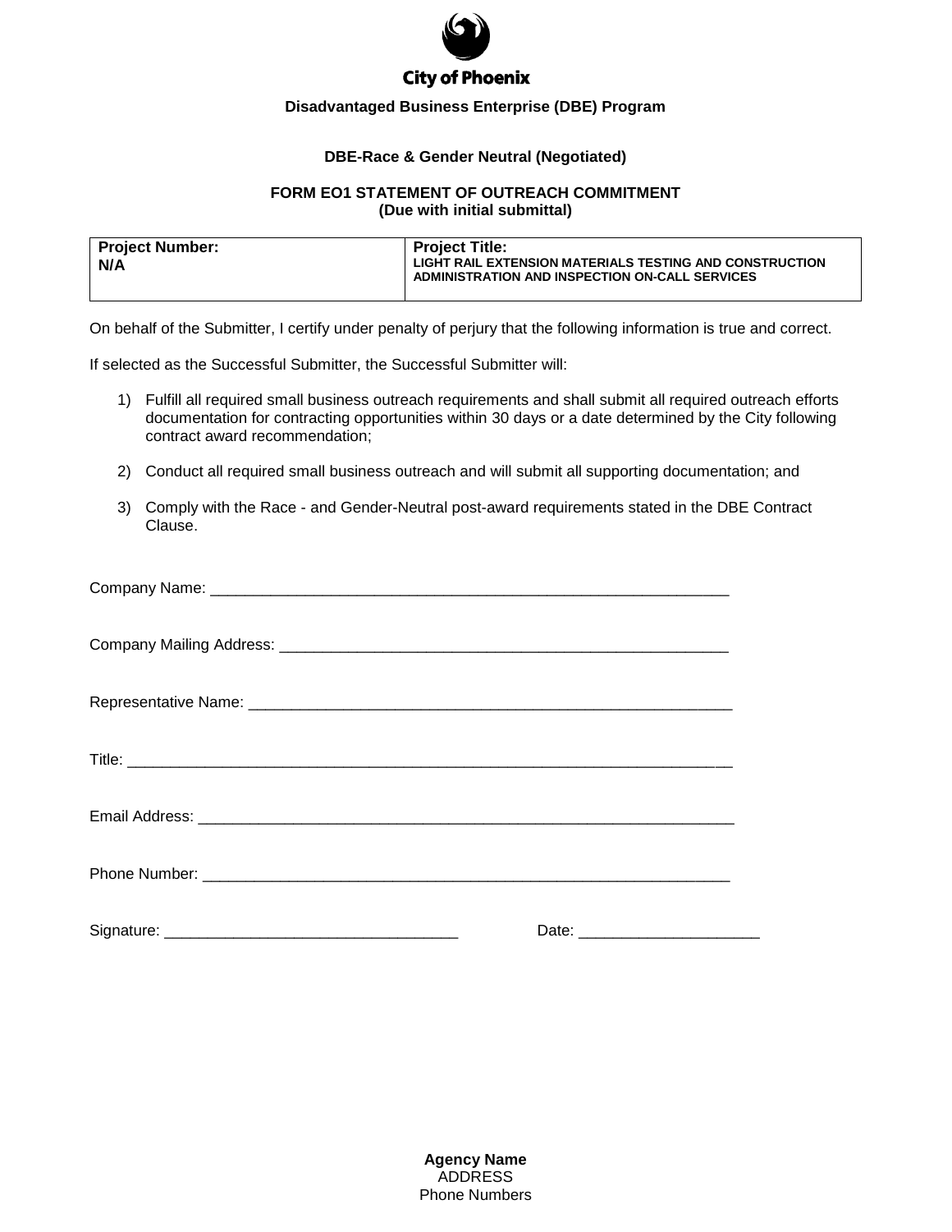**City of Phoenix**

**Disadvantaged Business Enterprise (DBE) Program**

**DBE-Race & Gender Neutral (Negotiated)**

**FORM EO1 STATEMENT OF OUTREACH COMMITMENT**
**(Due with initial submittal)**

| **Project Number:** N/A | **Project Title:** LIGHT RAIL EXTENSION MATERIALS TESTING AND CONSTRUCTION ADMINISTRATION AND INSPECTION ON-CALL SERVICES |
|---|---|

On behalf of the Submitter, I certify under penalty of perjury that the following information is true and correct.

If selected as the Successful Submitter, the Successful Submitter will:

1) Fulfill all required small business outreach requirements and shall submit all required outreach efforts documentation for contracting opportunities within 30 days or a date determined by the City following contract award recommendation;

2) Conduct all required small business outreach and will submit all supporting documentation; and

3) Comply with the Race - and Gender-Neutral post-award requirements stated in the DBE Contract Clause.

Company Name: ____________________________________________________________

Company Mailing Address: ____________________________________________________

Representative Name: _______________________________________________________

Title: _____________________________________________________________________

Email Address: _____________________________________________________________

Phone Number: _____________________________________________________________

Signature: _________________________________ Date: ____________________

**Agency Name**
ADDRESS
Phone Numbers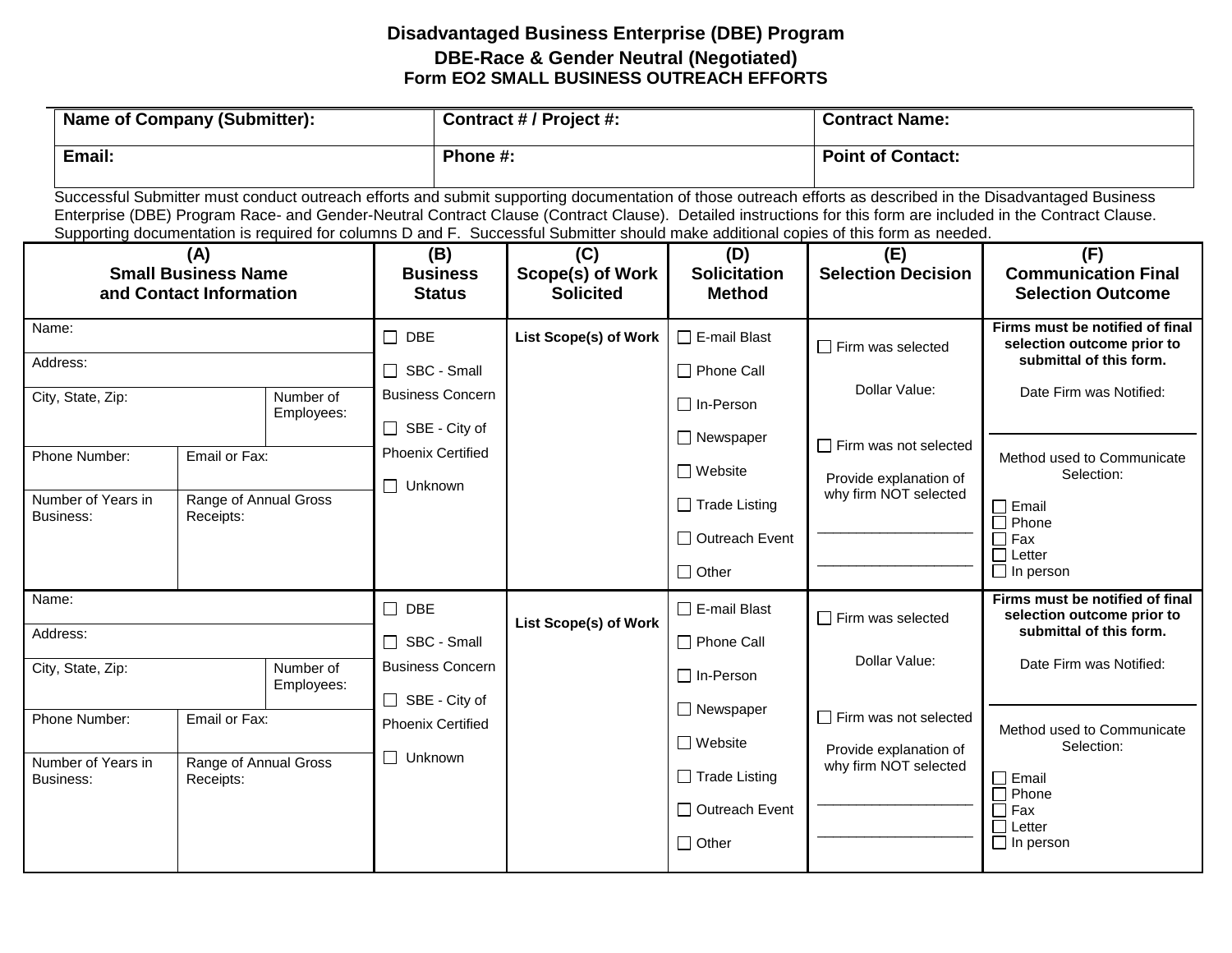# Disadvantaged Business Enterprise (DBE) Program

## DBE-Race & Gender Neutral (Negotiated)

### Form EO2 SMALL BUSINESS OUTREACH EFFORTS

| Name of Company (Submitter): | Contract # / Project #: | Contract Name: |
|---|---|---|
| Email: | Phone #: | Point of Contact: |

Successful Submitter must conduct outreach efforts and submit supporting documentation of those outreach efforts as described in the Disadvantaged Business Enterprise (DBE) Program Race- and Gender-Neutral Contract Clause (Contract Clause). Detailed instructions for this form are included in the Contract Clause. Supporting documentation is required for columns D and F. Successful Submitter should make additional copies of this form as needed.

| (A) Small Business Name and Contact Information | (B) Business Status | (C) Scope(s) of Work Solicited | (D) Solicitation Method | (E) Selection Decision | (F) Communication Final Selection Outcome |
|---|---|---|---|---|---|
| Name:<br>Address:<br>City, State, Zip: / Number of Employees:<br>Phone Number: / Email or Fax:<br>Number of Years in Business: / Range of Annual Gross Receipts: | ☐ DBE<br>☐ SBC - Small Business Concern<br>☐ SBE - City of Phoenix Certified<br>☐ Unknown | **List Scope(s) of Work** | ☐ E-mail Blast<br>☐ Phone Call<br>☐ In-Person<br>☐ Newspaper<br>☐ Website<br>☐ Trade Listing<br>☐ Outreach Event<br>☐ Other | ☐ Firm was selected<br>Dollar Value:<br>☐ Firm was not selected<br>Provide explanation of why firm NOT selected<br>\_\_\_\_\_\_\_\_\_\_\_\_\_\_\_\_\_\_\_<br>\_\_\_\_\_\_\_\_\_\_\_\_\_\_\_\_\_\_\_ | **Firms must be notified of final selection outcome prior to submittal of this form.**<br>Date Firm was Notified:<br>Method used to Communicate Selection:<br>☐ Email<br>☐ Phone<br>☐ Fax<br>☐ Letter<br>☐ In person |
| Name:<br>Address:<br>City, State, Zip: / Number of Employees:<br>Phone Number: / Email or Fax:<br>Number of Years in Business: / Range of Annual Gross Receipts: | ☐ DBE<br>☐ SBC - Small Business Concern<br>☐ SBE - City of Phoenix Certified<br>☐ Unknown | **List Scope(s) of Work** | ☐ E-mail Blast<br>☐ Phone Call<br>☐ In-Person<br>☐ Newspaper<br>☐ Website<br>☐ Trade Listing<br>☐ Outreach Event<br>☐ Other | ☐ Firm was selected<br>Dollar Value:<br>☐ Firm was not selected<br>Provide explanation of why firm NOT selected<br>\_\_\_\_\_\_\_\_\_\_\_\_\_\_\_\_\_\_\_<br>\_\_\_\_\_\_\_\_\_\_\_\_\_\_\_\_\_\_\_ | **Firms must be notified of final selection outcome prior to submittal of this form.**<br>Date Firm was Notified:<br>Method used to Communicate Selection:<br>☐ Email<br>☐ Phone<br>☐ Fax<br>☐ Letter<br>☐ In person |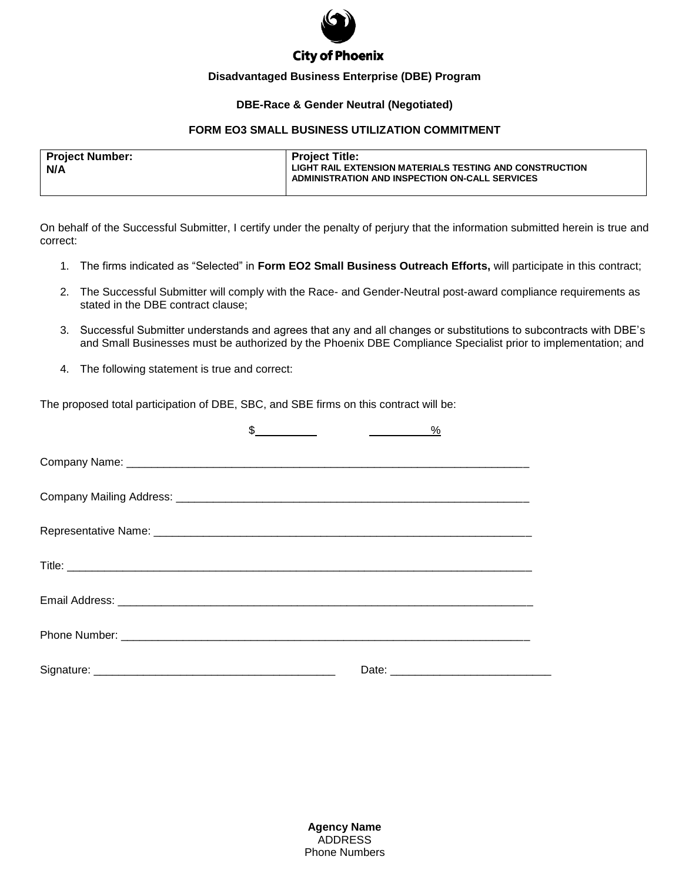City of Phoenix

**Disadvantaged Business Enterprise (DBE) Program**

**DBE-Race & Gender Neutral (Negotiated)**

**FORM EO3 SMALL BUSINESS UTILIZATION COMMITMENT**

| | |
|---|---|
| **Project Number:**<br>**N/A** | **Project Title:**<br>**LIGHT RAIL EXTENSION MATERIALS TESTING AND CONSTRUCTION ADMINISTRATION AND INSPECTION ON-CALL SERVICES** |

On behalf of the Successful Submitter, I certify under the penalty of perjury that the information submitted herein is true and correct:

1. The firms indicated as "Selected" in **Form EO2 Small Business Outreach Efforts,** will participate in this contract;
2. The Successful Submitter will comply with the Race- and Gender-Neutral post-award compliance requirements as stated in the DBE contract clause;
3. Successful Submitter understands and agrees that any and all changes or substitutions to subcontracts with DBE's and Small Businesses must be authorized by the Phoenix DBE Compliance Specialist prior to implementation; and
4. The following statement is true and correct:

The proposed total participation of DBE, SBC, and SBE firms on this contract will be:

$__________ __________%

Company Name: ____________________________________________________________________

Company Mailing Address: ____________________________________________________________

Representative Name: ________________________________________________________________

Title: ______________________________________________________________________________

Email Address: _____________________________________________________________________

Phone Number: _____________________________________________________________________

Signature: ________________________________________ Date: __________________________

**Agency Name**
ADDRESS
Phone Numbers